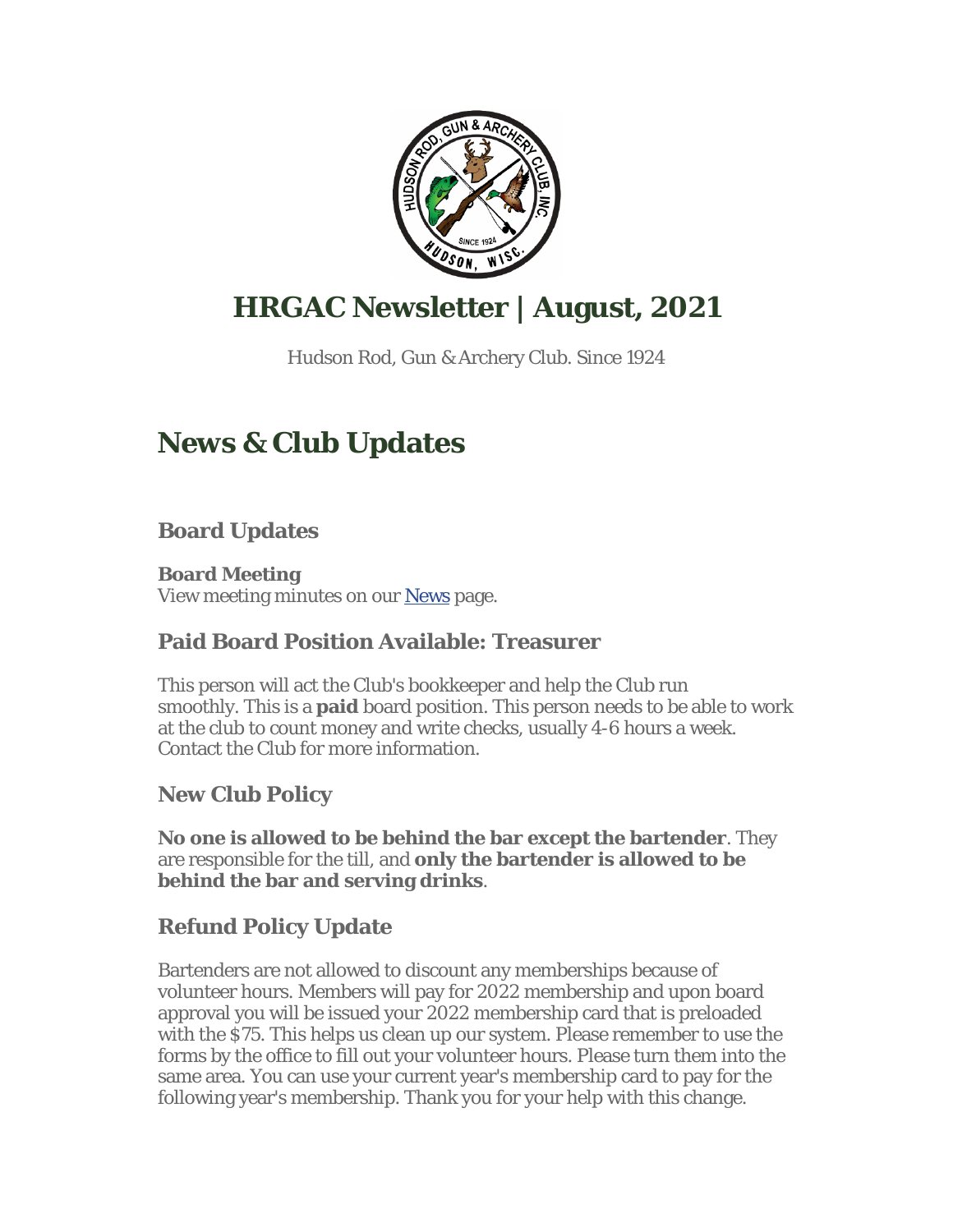# HRGAC Newsletter | August, 2021

Hudson Rod, Gun & Archery Club. Since 1924

## News & Club Updates

### Board Updates

**Board Meeting**
View meeting minutes on our News page.

### Paid Board Position Available: Treasurer

This person will act the Club's bookkeeper and help the Club run smoothly. This is a **paid** board position. This person needs to be able to work at the club to count money and write checks, usually 4-6 hours a week. Contact the Club for more information.

### New Club Policy

**No one is allowed to be behind the bar except the bartender**. They are responsible for the till, and **only the bartender is allowed to be behind the bar and serving drinks**.

### Refund Policy Update

Bartenders are not allowed to discount any memberships because of volunteer hours. Members will pay for 2022 membership and upon board approval you will be issued your 2022 membership card that is preloaded with the $75. This helps us clean up our system. Please remember to use the forms by the office to fill out your volunteer hours. Please turn them into the same area. You can use your current year's membership card to pay for the following year's membership. Thank you for your help with this change.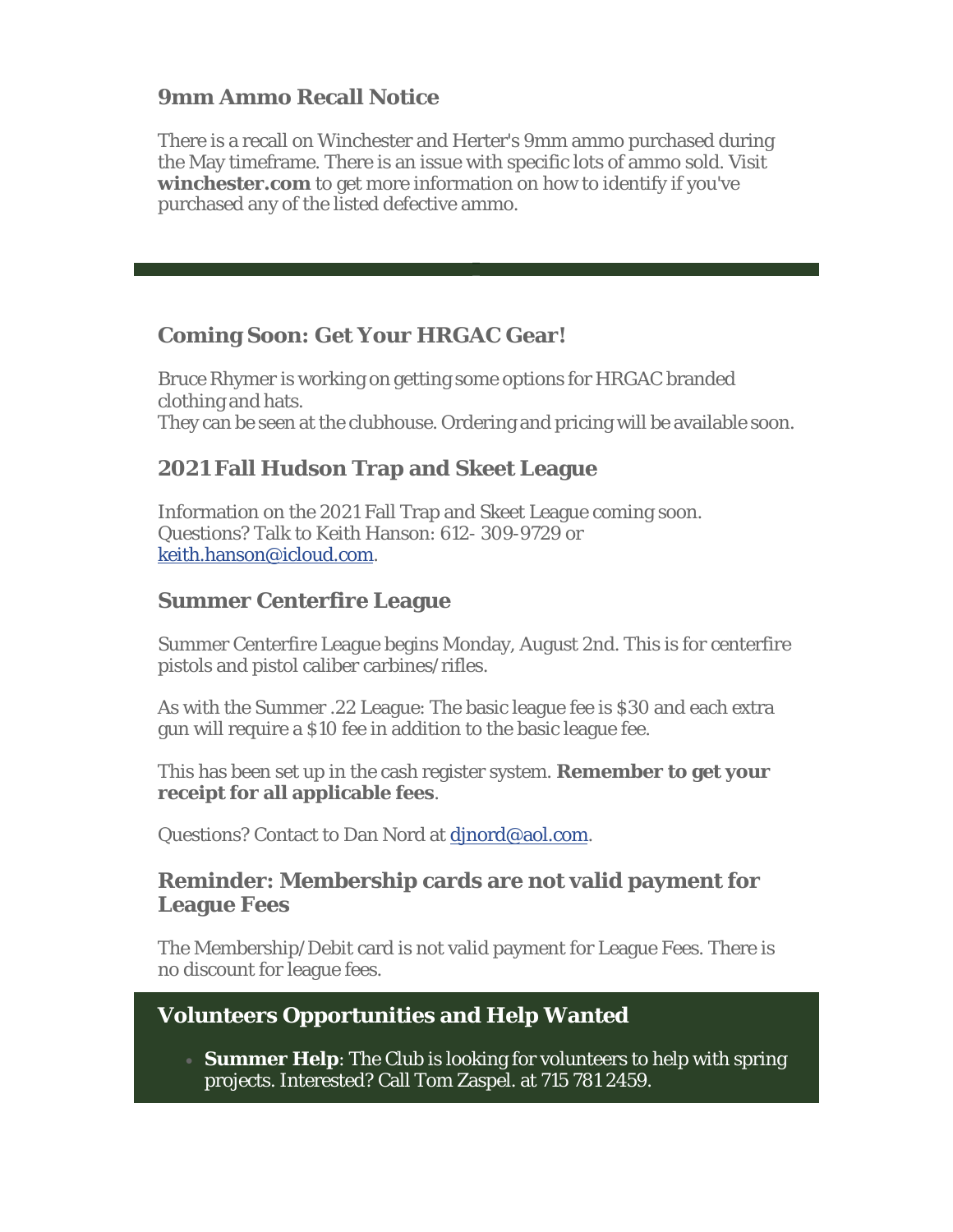## 9mm Ammo Recall Notice

There is a recall on Winchester and Herter's 9mm ammo purchased during the May timeframe. There is an issue with specific lots of ammo sold. Visit **winchester.com** to get more information on how to identify if you've purchased any of the listed defective ammo.

---

## Coming Soon: Get Your HRGAC Gear!

Bruce Rhymer is working on getting some options for HRGAC branded clothing and hats.
They can be seen at the clubhouse. Ordering and pricing will be available soon.

## 2021 Fall Hudson Trap and Skeet League

Information on the 2021 Fall Trap and Skeet League coming soon.
Questions? Talk to Keith Hanson: 612- 309-9729 or [keith.hanson@icloud.com](mailto:keith.hanson@icloud.com).

## Summer Centerfire League

Summer Centerfire League begins Monday, August 2nd. This is for centerfire pistols and pistol caliber carbines/rifles.

As with the Summer .22 League: The basic league fee is $30 and each extra gun will require a $10 fee in addition to the basic league fee.

This has been set up in the cash register system. **Remember to get your receipt for all applicable fees**.

Questions? Contact to Dan Nord at [djnord@aol.com](mailto:djnord@aol.com).

## Reminder: Membership cards are not valid payment for League Fees

The Membership/Debit card is not valid payment for League Fees. There is no discount for league fees.

## Volunteers Opportunities and Help Wanted

- **Summer Help**: The Club is looking for volunteers to help with spring projects. Interested? Call Tom Zaspel. at 715 781 2459.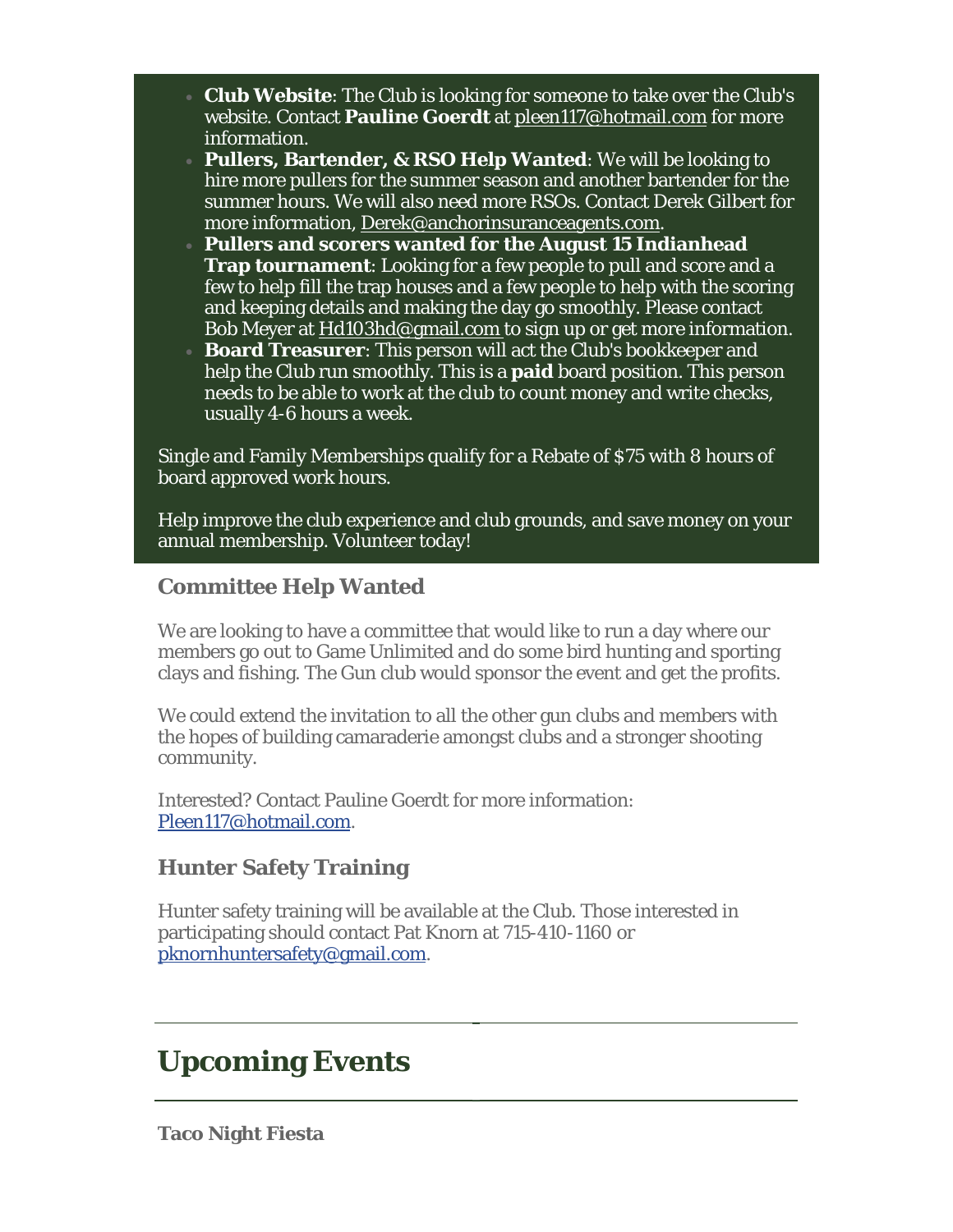- **Club Website**: The Club is looking for someone to take over the Club's website. Contact **Pauline Goerdt** at pleen117@hotmail.com for more information.
- **Pullers, Bartender, & RSO Help Wanted**: We will be looking to hire more pullers for the summer season and another bartender for the summer hours. We will also need more RSOs. Contact Derek Gilbert for more information, Derek@anchorinsuranceagents.com.
- **Pullers and scorers wanted for the August 15 Indianhead Trap tournament**: Looking for a few people to pull and score and a few to help fill the trap houses and a few people to help with the scoring and keeping details and making the day go smoothly. Please contact Bob Meyer at Hd103hd@gmail.com to sign up or get more information.
- **Board Treasurer**: This person will act the Club's bookkeeper and help the Club run smoothly. This is a **paid** board position. This person needs to be able to work at the club to count money and write checks, usually 4-6 hours a week.

Single and Family Memberships qualify for a Rebate of $75 with 8 hours of board approved work hours.

Help improve the club experience and club grounds, and save money on your annual membership. Volunteer today!

### Committee Help Wanted

We are looking to have a committee that would like to run a day where our members go out to Game Unlimited and do some bird hunting and sporting clays and fishing. The Gun club would sponsor the event and get the profits.

We could extend the invitation to all the other gun clubs and members with the hopes of building camaraderie amongst clubs and a stronger shooting community.

Interested? Contact Pauline Goerdt for more information: Pleen117@hotmail.com.

### Hunter Safety Training

Hunter safety training will be available at the Club. Those interested in participating should contact Pat Knorn at 715-410-1160 or pknornhuntersafety@gmail.com.

---

# Upcoming Events

---

**Taco Night Fiesta**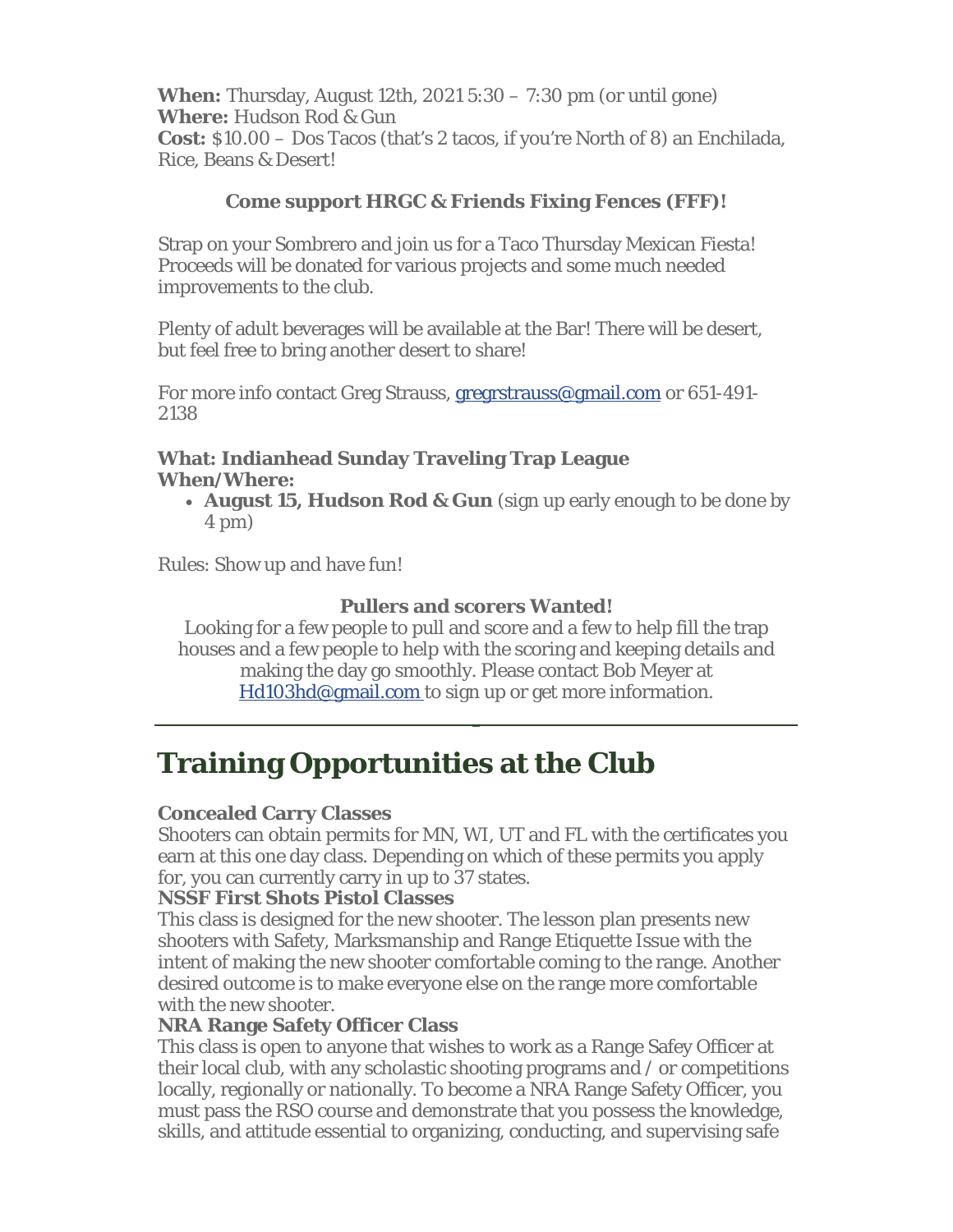**When:** Thursday, August 12th, 2021 5:30 – 7:30 pm (or until gone)
**Where:** Hudson Rod & Gun
**Cost:** $10.00 – Dos Tacos (that's 2 tacos, if you're North of 8) an Enchilada, Rice, Beans & Desert!

**Come support HRGC & Friends Fixing Fences (FFF)!**

Strap on your Sombrero and join us for a Taco Thursday Mexican Fiesta! Proceeds will be donated for various projects and some much needed improvements to the club.

Plenty of adult beverages will be available at the Bar! There will be desert, but feel free to bring another desert to share!

For more info contact Greg Strauss, gregrstrauss@gmail.com or 651-491-2138

**What: Indianhead Sunday Traveling Trap League**
**When/Where:**

- **August 15, Hudson Rod & Gun** (sign up early enough to be done by 4 pm)

Rules: Show up and have fun!

**Pullers and scorers Wanted!**

Looking for a few people to pull and score and a few to help fill the trap houses and a few people to help with the scoring and keeping details and making the day go smoothly. Please contact Bob Meyer at Hd103hd@gmail.com to sign up or get more information.

---

# Training Opportunities at the Club

**Concealed Carry Classes**
Shooters can obtain permits for MN, WI, UT and FL with the certificates you earn at this one day class. Depending on which of these permits you apply for, you can currently carry in up to 37 states.

**NSSF First Shots Pistol Classes**
This class is designed for the new shooter. The lesson plan presents new shooters with Safety, Marksmanship and Range Etiquette Issue with the intent of making the new shooter comfortable coming to the range. Another desired outcome is to make everyone else on the range more comfortable with the new shooter.

**NRA Range Safety Officer Class**
This class is open to anyone that wishes to work as a Range Safey Officer at their local club, with any scholastic shooting programs and / or competitions locally, regionally or nationally. To become a NRA Range Safety Officer, you must pass the RSO course and demonstrate that you possess the knowledge, skills, and attitude essential to organizing, conducting, and supervising safe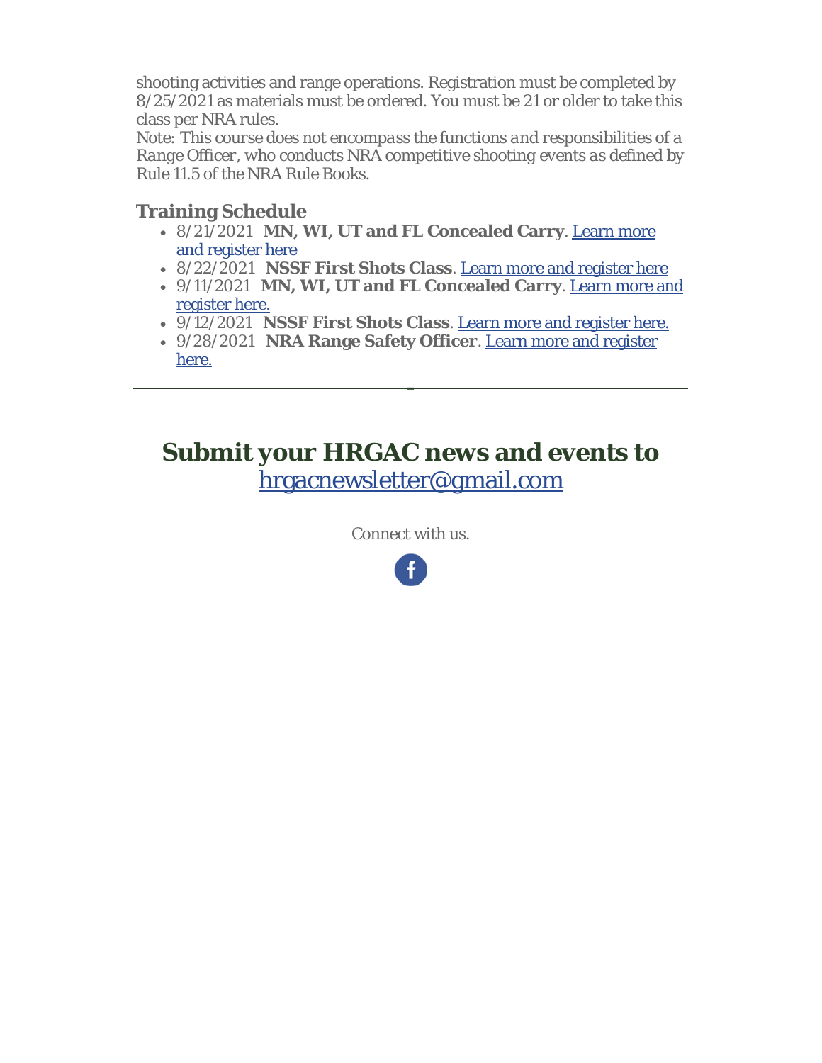shooting activities and range operations. Registration must be completed by 8/25/2021 as materials must be ordered. You must be 21 or older to take this class per NRA rules.

*Note: This course does not encompass the functions and responsibilities of a Range Officer, who conducts NRA competitive shooting events as defined by Rule 11.5 of the NRA Rule Books.*

### Training Schedule

- 8/21/2021 **MN, WI, UT and FL Concealed Carry**. Learn more and register here
- 8/22/2021 **NSSF First Shots Class**. Learn more and register here
- 9/11/2021 **MN, WI, UT and FL Concealed Carry**. Learn more and register here.
- 9/12/2021 **NSSF First Shots Class**. Learn more and register here.
- 9/28/2021 **NRA Range Safety Officer**. Learn more and register here.

---

## Submit your HRGAC news and events to
hrgacnewsletter@gmail.com

Connect with us.